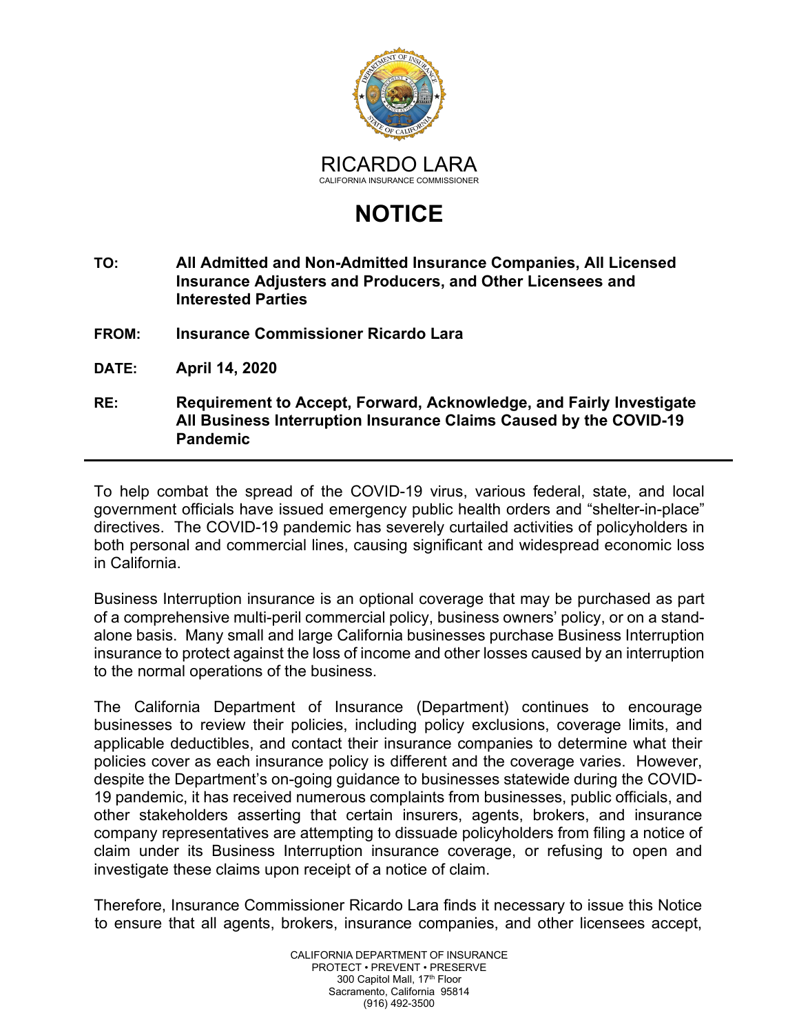RICARDO LARA
CALIFORNIA INSURANCE COMMISSIONER

# NOTICE

**TO:** **All Admitted and Non-Admitted Insurance Companies, All Licensed Insurance Adjusters and Producers, and Other Licensees and Interested Parties**

**FROM:** **Insurance Commissioner Ricardo Lara**

**DATE:** **April 14, 2020**

**RE:** **Requirement to Accept, Forward, Acknowledge, and Fairly Investigate All Business Interruption Insurance Claims Caused by the COVID-19 Pandemic**

---

To help combat the spread of the COVID-19 virus, various federal, state, and local government officials have issued emergency public health orders and "shelter-in-place" directives. The COVID-19 pandemic has severely curtailed activities of policyholders in both personal and commercial lines, causing significant and widespread economic loss in California.

Business Interruption insurance is an optional coverage that may be purchased as part of a comprehensive multi-peril commercial policy, business owners' policy, or on a stand-alone basis. Many small and large California businesses purchase Business Interruption insurance to protect against the loss of income and other losses caused by an interruption to the normal operations of the business.

The California Department of Insurance (Department) continues to encourage businesses to review their policies, including policy exclusions, coverage limits, and applicable deductibles, and contact their insurance companies to determine what their policies cover as each insurance policy is different and the coverage varies. However, despite the Department's on-going guidance to businesses statewide during the COVID-19 pandemic, it has received numerous complaints from businesses, public officials, and other stakeholders asserting that certain insurers, agents, brokers, and insurance company representatives are attempting to dissuade policyholders from filing a notice of claim under its Business Interruption insurance coverage, or refusing to open and investigate these claims upon receipt of a notice of claim.

Therefore, Insurance Commissioner Ricardo Lara finds it necessary to issue this Notice to ensure that all agents, brokers, insurance companies, and other licensees accept,

CALIFORNIA DEPARTMENT OF INSURANCE
PROTECT • PREVENT • PRESERVE
300 Capitol Mall, 17th Floor
Sacramento, California 95814
(916) 492-3500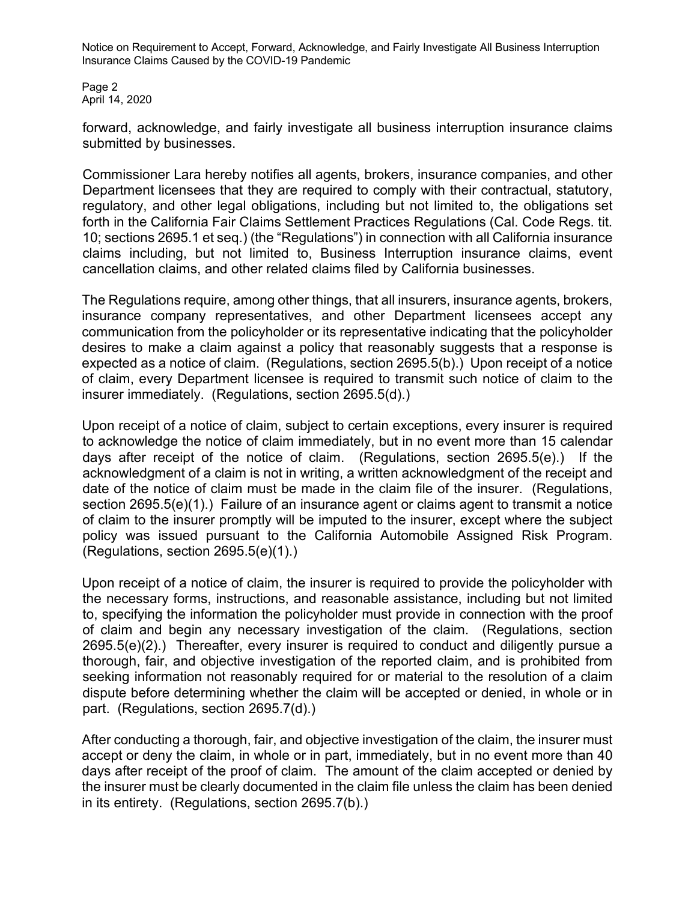forward, acknowledge, and fairly investigate all business interruption insurance claims submitted by businesses.

Commissioner Lara hereby notifies all agents, brokers, insurance companies, and other Department licensees that they are required to comply with their contractual, statutory, regulatory, and other legal obligations, including but not limited to, the obligations set forth in the California Fair Claims Settlement Practices Regulations (Cal. Code Regs. tit. 10; sections 2695.1 et seq.) (the "Regulations") in connection with all California insurance claims including, but not limited to, Business Interruption insurance claims, event cancellation claims, and other related claims filed by California businesses.

The Regulations require, among other things, that all insurers, insurance agents, brokers, insurance company representatives, and other Department licensees accept any communication from the policyholder or its representative indicating that the policyholder desires to make a claim against a policy that reasonably suggests that a response is expected as a notice of claim. (Regulations, section 2695.5(b).) Upon receipt of a notice of claim, every Department licensee is required to transmit such notice of claim to the insurer immediately. (Regulations, section 2695.5(d).)

Upon receipt of a notice of claim, subject to certain exceptions, every insurer is required to acknowledge the notice of claim immediately, but in no event more than 15 calendar days after receipt of the notice of claim. (Regulations, section 2695.5(e).) If the acknowledgment of a claim is not in writing, a written acknowledgment of the receipt and date of the notice of claim must be made in the claim file of the insurer. (Regulations, section 2695.5(e)(1).) Failure of an insurance agent or claims agent to transmit a notice of claim to the insurer promptly will be imputed to the insurer, except where the subject policy was issued pursuant to the California Automobile Assigned Risk Program. (Regulations, section 2695.5(e)(1).)

Upon receipt of a notice of claim, the insurer is required to provide the policyholder with the necessary forms, instructions, and reasonable assistance, including but not limited to, specifying the information the policyholder must provide in connection with the proof of claim and begin any necessary investigation of the claim. (Regulations, section 2695.5(e)(2).) Thereafter, every insurer is required to conduct and diligently pursue a thorough, fair, and objective investigation of the reported claim, and is prohibited from seeking information not reasonably required for or material to the resolution of a claim dispute before determining whether the claim will be accepted or denied, in whole or in part. (Regulations, section 2695.7(d).)

After conducting a thorough, fair, and objective investigation of the claim, the insurer must accept or deny the claim, in whole or in part, immediately, but in no event more than 40 days after receipt of the proof of claim. The amount of the claim accepted or denied by the insurer must be clearly documented in the claim file unless the claim has been denied in its entirety. (Regulations, section 2695.7(b).)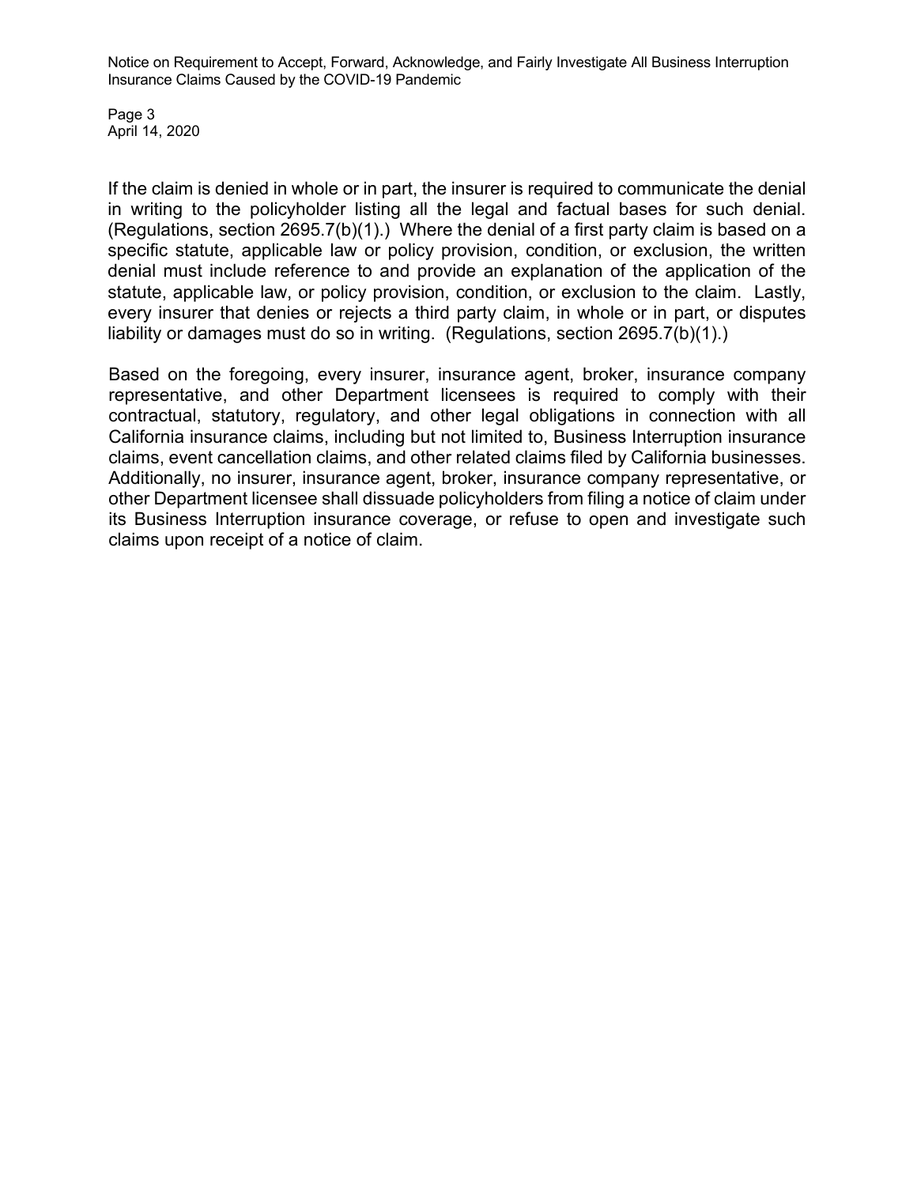If the claim is denied in whole or in part, the insurer is required to communicate the denial in writing to the policyholder listing all the legal and factual bases for such denial. (Regulations, section 2695.7(b)(1).) Where the denial of a first party claim is based on a specific statute, applicable law or policy provision, condition, or exclusion, the written denial must include reference to and provide an explanation of the application of the statute, applicable law, or policy provision, condition, or exclusion to the claim. Lastly, every insurer that denies or rejects a third party claim, in whole or in part, or disputes liability or damages must do so in writing. (Regulations, section 2695.7(b)(1).)

Based on the foregoing, every insurer, insurance agent, broker, insurance company representative, and other Department licensees is required to comply with their contractual, statutory, regulatory, and other legal obligations in connection with all California insurance claims, including but not limited to, Business Interruption insurance claims, event cancellation claims, and other related claims filed by California businesses. Additionally, no insurer, insurance agent, broker, insurance company representative, or other Department licensee shall dissuade policyholders from filing a notice of claim under its Business Interruption insurance coverage, or refuse to open and investigate such claims upon receipt of a notice of claim.